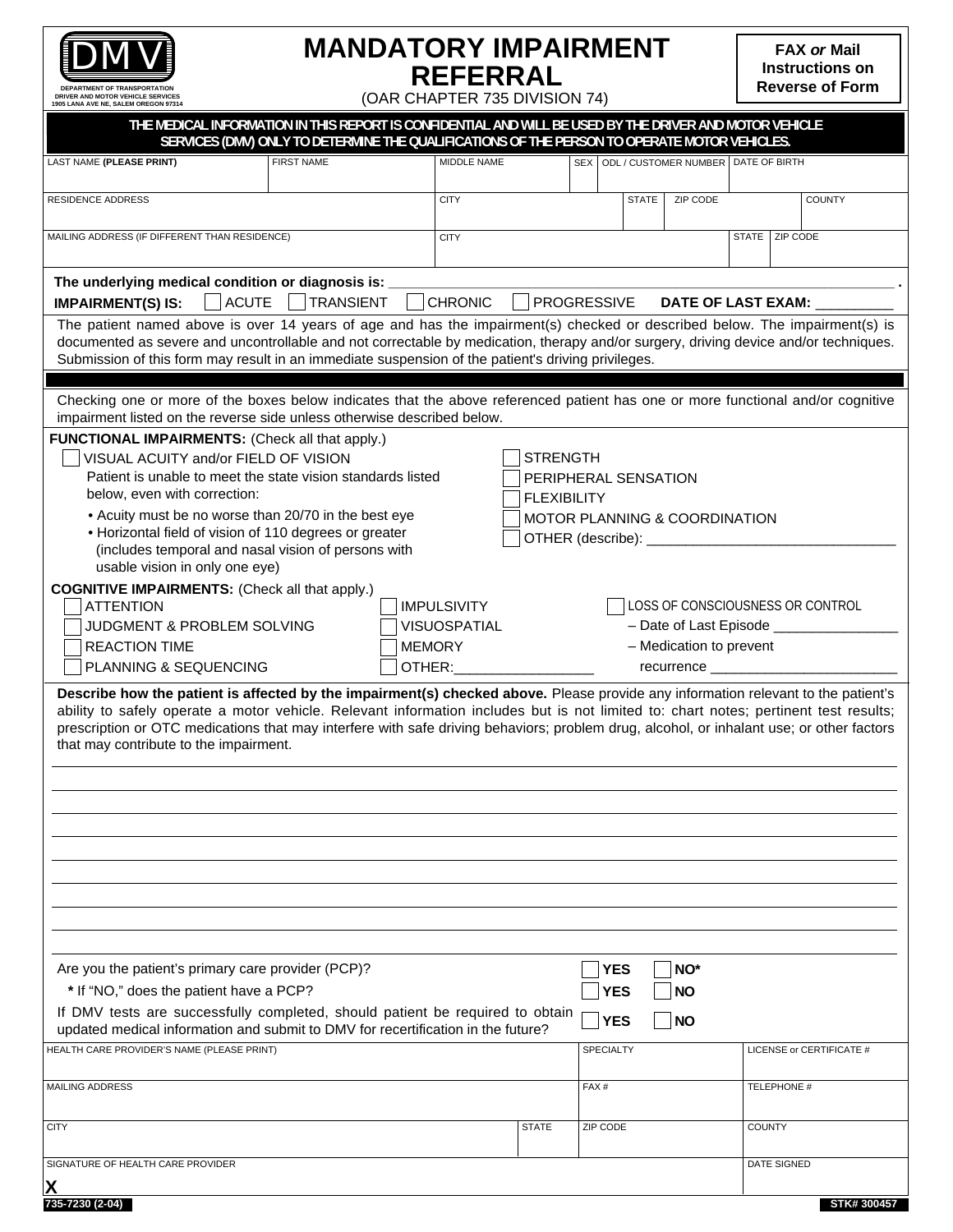DMV

DEPARTMENT OF TRANSPORTATION
DRIVER AND MOTOR VEHICLE SERVICES
1905 LANA AVE NE, SALEM OREGON 97314

# MANDATORY IMPAIRMENT REFERRAL

(OAR CHAPTER 735 DIVISION 74)

**FAX *or* Mail Instructions on Reverse of Form**

**THE MEDICAL INFORMATION IN THIS REPORT IS CONFIDENTIAL AND WILL BE USED BY THE DRIVER AND MOTOR VEHICLE SERVICES (DMV) ONLY TO DETERMINE THE QUALIFICATIONS OF THE PERSON TO OPERATE MOTOR VEHICLES.**

| LAST NAME **(PLEASE PRINT)** | FIRST NAME | MIDDLE NAME | SEX | ODL / CUSTOMER NUMBER | DATE OF BIRTH |
|---|---|---|---|---|---|
| | | | | | |

| RESIDENCE ADDRESS | CITY | STATE | ZIP CODE | COUNTY |
|---|---|---|---|---|
| | | | | |

| MAILING ADDRESS (IF DIFFERENT THAN RESIDENCE) | CITY | STATE | ZIP CODE |
|---|---|---|---|
| | | | |

**The underlying medical condition or diagnosis is:** ______________________________ .

**IMPAIRMENT(S) IS:** ☐ ACUTE ☐ TRANSIENT ☐ CHRONIC ☐ PROGRESSIVE **DATE OF LAST EXAM:** __________

The patient named above is over 14 years of age and has the impairment(s) checked or described below. The impairment(s) is documented as severe and uncontrollable and not correctable by medication, therapy and/or surgery, driving device and/or techniques. Submission of this form may result in an immediate suspension of the patient's driving privileges.

Checking one or more of the boxes below indicates that the above referenced patient has one or more functional and/or cognitive impairment listed on the reverse side unless otherwise described below.

**FUNCTIONAL IMPAIRMENTS:** (Check all that apply.)

☐ VISUAL ACUITY and/or FIELD OF VISION
Patient is unable to meet the state vision standards listed below, even with correction:
- Acuity must be no worse than 20/70 in the best eye
- Horizontal field of vision of 110 degrees or greater (includes temporal and nasal vision of persons with usable vision in only one eye)

☐ STRENGTH
☐ PERIPHERAL SENSATION
☐ FLEXIBILITY
☐ MOTOR PLANNING & COORDINATION
☐ OTHER (describe): ________________________________

**COGNITIVE IMPAIRMENTS:** (Check all that apply.)

☐ ATTENTION
☐ JUDGMENT & PROBLEM SOLVING
☐ REACTION TIME
☐ PLANNING & SEQUENCING

☐ IMPULSIVITY
☐ VISUOSPATIAL
☐ MEMORY
☐ OTHER:_________________

☐ LOSS OF CONSCIOUSNESS OR CONTROL
– Date of Last Episode ________________
– Medication to prevent recurrence ________________________

**Describe how the patient is affected by the impairment(s) checked above.** Please provide any information relevant to the patient's ability to safely operate a motor vehicle. Relevant information includes but is not limited to: chart notes; pertinent test results; prescription or OTC medications that may interfere with safe driving behaviors; problem drug, alcohol, or inhalant use; or other factors that may contribute to the impairment.

______________________________________________________________________

______________________________________________________________________

______________________________________________________________________

______________________________________________________________________

______________________________________________________________________

______________________________________________________________________

______________________________________________________________________

______________________________________________________________________

______________________________________________________________________

Are you the patient's primary care provider (PCP)? ☐ **YES** ☐ **NO***

**\*** If "NO," does the patient have a PCP? ☐ **YES** ☐ **NO**

If DMV tests are successfully completed, should patient be required to obtain updated medical information and submit to DMV for recertification in the future? ☐ **YES** ☐ **NO**

| HEALTH CARE PROVIDER'S NAME (PLEASE PRINT) | | SPECIALTY | LICENSE or CERTIFICATE # |
|---|---|---|---|
| | | | |
| MAILING ADDRESS | | FAX # | TELEPHONE # |
| | | | |
| CITY | STATE | ZIP CODE | COUNTY |
| | | | |
| SIGNATURE OF HEALTH CARE PROVIDER | | | DATE SIGNED |
| **X** | | | |

735-7230 (2-04) STK# 300457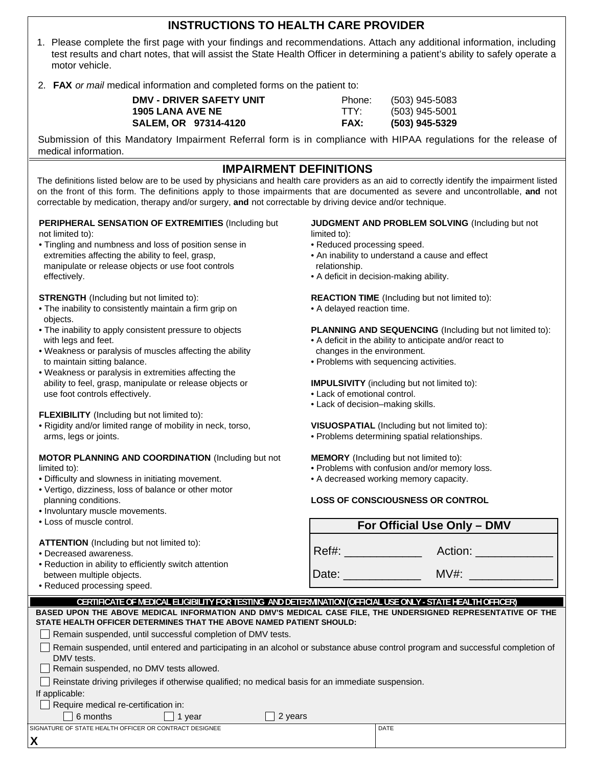## INSTRUCTIONS TO HEALTH CARE PROVIDER

1. Please complete the first page with your findings and recommendations. Attach any additional information, including test results and chart notes, that will assist the State Health Officer in determining a patient's ability to safely operate a motor vehicle.
2. **FAX** *or mail* medical information and completed forms on the patient to:

| | | |
|---|---|---|
| **DMV - DRIVER SAFETY UNIT** | Phone: | (503) 945-5083 |
| **1905 LANA AVE NE** | TTY: | (503) 945-5001 |
| **SALEM, OR 97314-4120** | **FAX:** | **(503) 945-5329** |

Submission of this Mandatory Impairment Referral form is in compliance with HIPAA regulations for the release of medical information.

## IMPAIRMENT DEFINITIONS

The definitions listed below are to be used by physicians and health care providers as an aid to correctly identify the impairment listed on the front of this form. The definitions apply to those impairments that are documented as severe and uncontrollable, **and** not correctable by medication, therapy and/or surgery, **and** not correctable by driving device and/or technique.

**PERIPHERAL SENSATION OF EXTREMITIES** (Including but not limited to):
- Tingling and numbness and loss of position sense in extremities affecting the ability to feel, grasp, manipulate or release objects or use foot controls effectively.

**STRENGTH** (Including but not limited to):
- The inability to consistently maintain a firm grip on objects.
- The inability to apply consistent pressure to objects with legs and feet.
- Weakness or paralysis of muscles affecting the ability to maintain sitting balance.
- Weakness or paralysis in extremities affecting the ability to feel, grasp, manipulate or release objects or use foot controls effectively.

**FLEXIBILITY** (Including but not limited to):
- Rigidity and/or limited range of mobility in neck, torso, arms, legs or joints.

**MOTOR PLANNING AND COORDINATION** (Including but not limited to):
- Difficulty and slowness in initiating movement.
- Vertigo, dizziness, loss of balance or other motor planning conditions.
- Involuntary muscle movements.
- Loss of muscle control.

**ATTENTION** (Including but not limited to):
- Decreased awareness.
- Reduction in ability to efficiently switch attention between multiple objects.
- Reduced processing speed.

**JUDGMENT AND PROBLEM SOLVING** (Including but not limited to):
- Reduced processing speed.
- An inability to understand a cause and effect relationship.
- A deficit in decision-making ability.

**REACTION TIME** (Including but not limited to):
- A delayed reaction time.

**PLANNING AND SEQUENCING** (Including but not limited to):
- A deficit in the ability to anticipate and/or react to changes in the environment.
- Problems with sequencing activities.

**IMPULSIVITY** (including but not limited to):
- Lack of emotional control.
- Lack of decision–making skills.

**VISUOSPATIAL** (Including but not limited to):
- Problems determining spatial relationships.

**MEMORY** (Including but not limited to):
- Problems with confusion and/or memory loss.
- A decreased working memory capacity.

**LOSS OF CONSCIOUSNESS OR CONTROL**

| For Official Use Only – DMV | |
|---|---|
| Ref#: ____________ | Action: ____________ |
| Date: ____________ | MV#: ____________ |

### CERTIFICATE OF MEDICAL ELIGIBILITY FOR TESTING AND DETERMINATION (OFFICIAL USE ONLY - STATE HEALTH OFFICER)

**BASED UPON THE ABOVE MEDICAL INFORMATION AND DMV'S MEDICAL CASE FILE, THE UNDERSIGNED REPRESENTATIVE OF THE STATE HEALTH OFFICER DETERMINES THAT THE ABOVE NAMED PATIENT SHOULD:**

- ☐ Remain suspended, until successful completion of DMV tests.
- ☐ Remain suspended, until entered and participating in an alcohol or substance abuse control program and successful completion of DMV tests.
- ☐ Remain suspended, no DMV tests allowed.
- ☐ Reinstate driving privileges if otherwise qualified; no medical basis for an immediate suspension.

If applicable:
- ☐ Require medical re-certification in:
  - ☐ 6 months ☐ 1 year ☐ 2 years

| SIGNATURE OF STATE HEALTH OFFICER OR CONTRACT DESIGNEE | DATE |
|---|---|
| **X** | |